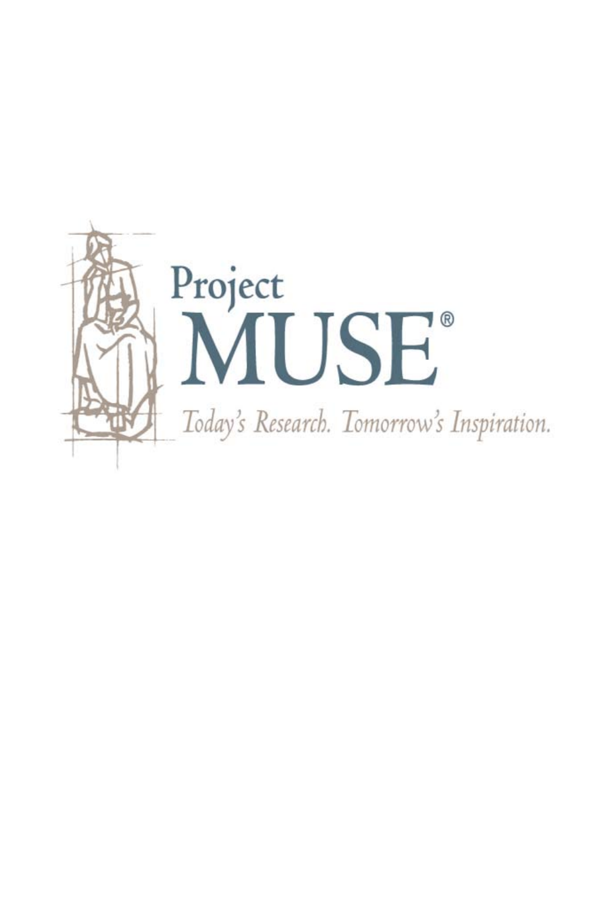Project
MUSE®

*Today's Research. Tomorrow's Inspiration.*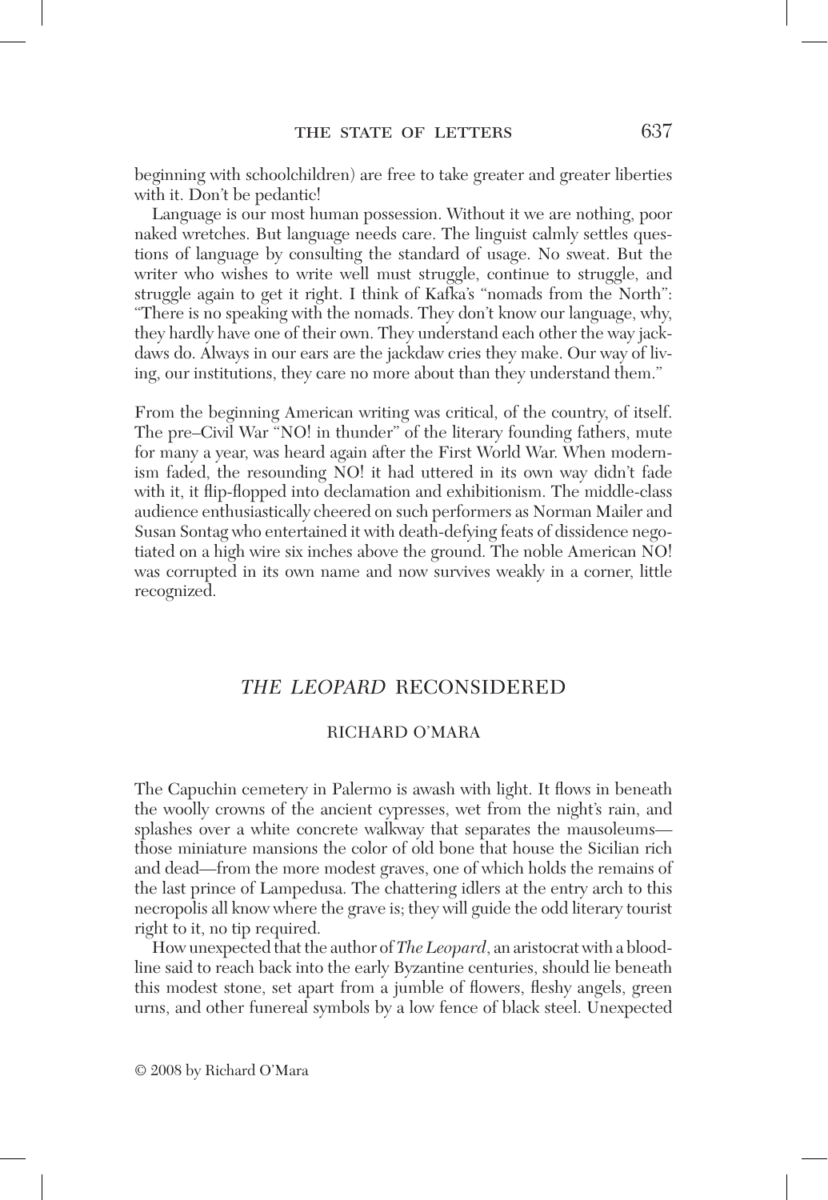beginning with schoolchildren) are free to take greater and greater liberties with it. Don't be pedantic!

Language is our most human possession. Without it we are nothing, poor naked wretches. But language needs care. The linguist calmly settles questions of language by consulting the standard of usage. No sweat. But the writer who wishes to write well must struggle, continue to struggle, and struggle again to get it right. I think of Kafka's "nomads from the North": "There is no speaking with the nomads. They don't know our language, why, they hardly have one of their own. They understand each other the way jackdaws do. Always in our ears are the jackdaw cries they make. Our way of living, our institutions, they care no more about than they understand them."

From the beginning American writing was critical, of the country, of itself. The pre–Civil War "NO! in thunder" of the literary founding fathers, mute for many a year, was heard again after the First World War. When modernism faded, the resounding NO! it had uttered in its own way didn't fade with it, it flip-flopped into declamation and exhibitionism. The middle-class audience enthusiastically cheered on such performers as Norman Mailer and Susan Sontag who entertained it with death-defying feats of dissidence negotiated on a high wire six inches above the ground. The noble American NO! was corrupted in its own name and now survives weakly in a corner, little recognized.

## *THE LEOPARD* RECONSIDERED

RICHARD O'MARA

The Capuchin cemetery in Palermo is awash with light. It flows in beneath the woolly crowns of the ancient cypresses, wet from the night's rain, and splashes over a white concrete walkway that separates the mausoleums—those miniature mansions the color of old bone that house the Sicilian rich and dead—from the more modest graves, one of which holds the remains of the last prince of Lampedusa. The chattering idlers at the entry arch to this necropolis all know where the grave is; they will guide the odd literary tourist right to it, no tip required.

How unexpected that the author of *The Leopard*, an aristocrat with a bloodline said to reach back into the early Byzantine centuries, should lie beneath this modest stone, set apart from a jumble of flowers, fleshy angels, green urns, and other funereal symbols by a low fence of black steel. Unexpected

© 2008 by Richard O'Mara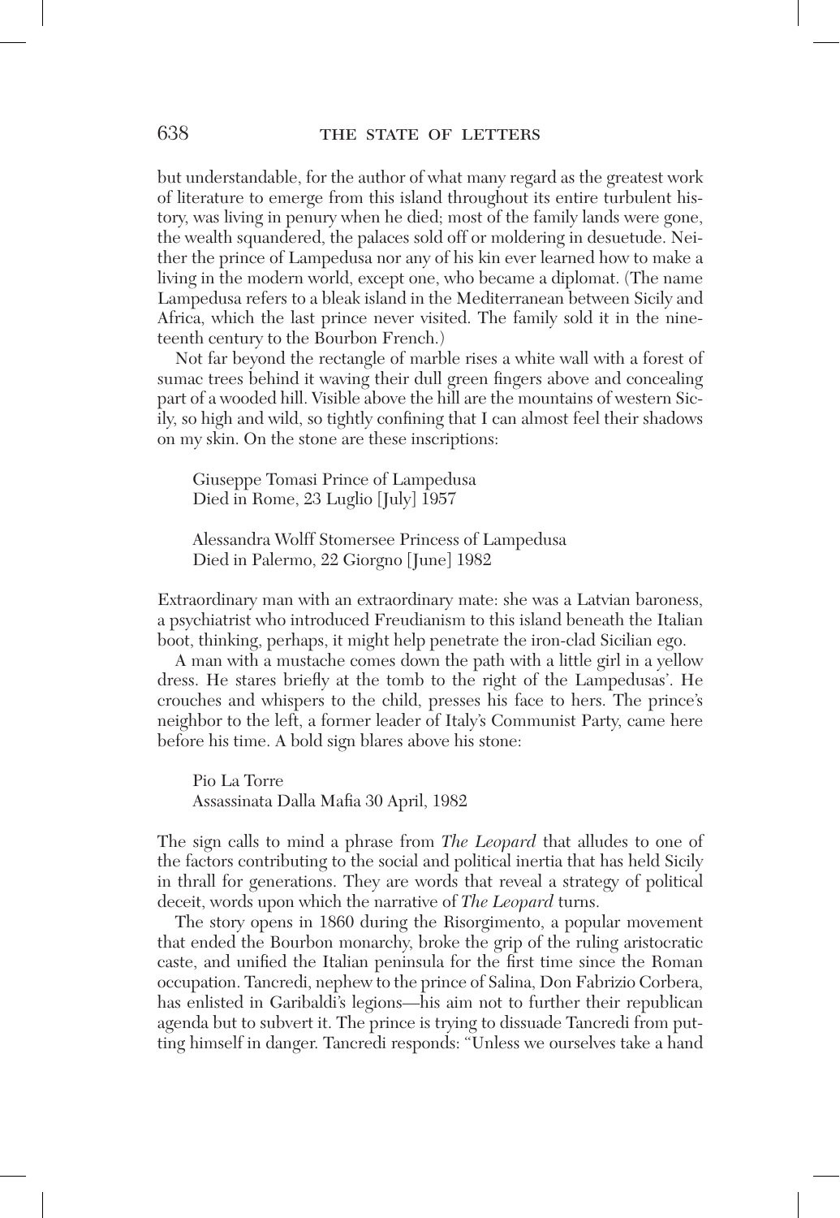but understandable, for the author of what many regard as the greatest work of literature to emerge from this island throughout its entire turbulent history, was living in penury when he died; most of the family lands were gone, the wealth squandered, the palaces sold off or moldering in desuetude. Neither the prince of Lampedusa nor any of his kin ever learned how to make a living in the modern world, except one, who became a diplomat. (The name Lampedusa refers to a bleak island in the Mediterranean between Sicily and Africa, which the last prince never visited. The family sold it in the nineteenth century to the Bourbon French.)

Not far beyond the rectangle of marble rises a white wall with a forest of sumac trees behind it waving their dull green fingers above and concealing part of a wooded hill. Visible above the hill are the mountains of western Sicily, so high and wild, so tightly confining that I can almost feel their shadows on my skin. On the stone are these inscriptions:

> Giuseppe Tomasi Prince of Lampedusa
> Died in Rome, 23 Luglio [July] 1957
>
> Alessandra Wolff Stomersee Princess of Lampedusa
> Died in Palermo, 22 Giorgno [June] 1982

Extraordinary man with an extraordinary mate: she was a Latvian baroness, a psychiatrist who introduced Freudianism to this island beneath the Italian boot, thinking, perhaps, it might help penetrate the iron-clad Sicilian ego.

A man with a mustache comes down the path with a little girl in a yellow dress. He stares briefly at the tomb to the right of the Lampedusas'. He crouches and whispers to the child, presses his face to hers. The prince's neighbor to the left, a former leader of Italy's Communist Party, came here before his time. A bold sign blares above his stone:

> Pio La Torre
> Assassinata Dalla Mafia 30 April, 1982

The sign calls to mind a phrase from *The Leopard* that alludes to one of the factors contributing to the social and political inertia that has held Sicily in thrall for generations. They are words that reveal a strategy of political deceit, words upon which the narrative of *The Leopard* turns.

The story opens in 1860 during the Risorgimento, a popular movement that ended the Bourbon monarchy, broke the grip of the ruling aristocratic caste, and unified the Italian peninsula for the first time since the Roman occupation. Tancredi, nephew to the prince of Salina, Don Fabrizio Corbera, has enlisted in Garibaldi's legions—his aim not to further their republican agenda but to subvert it. The prince is trying to dissuade Tancredi from putting himself in danger. Tancredi responds: "Unless we ourselves take a hand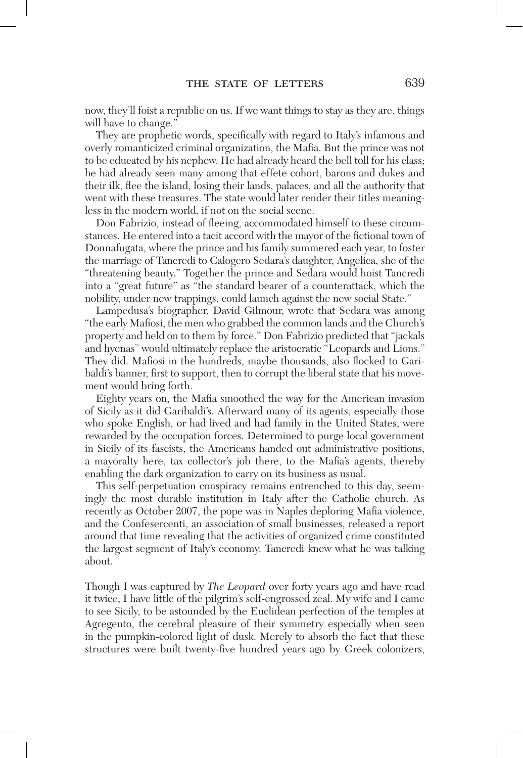now, they'll foist a republic on us. If we want things to stay as they are, things will have to change."

They are prophetic words, specifically with regard to Italy's infamous and overly romanticized criminal organization, the Mafia. But the prince was not to be educated by his nephew. He had already heard the bell toll for his class; he had already seen many among that effete cohort, barons and dukes and their ilk, flee the island, losing their lands, palaces, and all the authority that went with these treasures. The state would later render their titles meaningless in the modern world, if not on the social scene.

Don Fabrizio, instead of fleeing, accommodated himself to these circumstances. He entered into a tacit accord with the mayor of the fictional town of Donnafugata, where the prince and his family summered each year, to foster the marriage of Tancredi to Calogero Sedara's daughter, Angelica, she of the "threatening beauty." Together the prince and Sedara would hoist Tancredi into a "great future" as "the standard bearer of a counterattack, which the nobility, under new trappings, could launch against the new social State."

Lampedusa's biographer, David Gilmour, wrote that Sedara was among "the early Mafiosi, the men who grabbed the common lands and the Church's property and held on to them by force." Don Fabrizio predicted that "jackals and hyenas" would ultimately replace the aristocratic "Leopards and Lions." They did. Mafiosi in the hundreds, maybe thousands, also flocked to Garibaldi's banner, first to support, then to corrupt the liberal state that his movement would bring forth.

Eighty years on, the Mafia smoothed the way for the American invasion of Sicily as it did Garibaldi's. Afterward many of its agents, especially those who spoke English, or had lived and had family in the United States, were rewarded by the occupation forces. Determined to purge local government in Sicily of its fascists, the Americans handed out administrative positions, a mayoralty here, tax collector's job there, to the Mafia's agents, thereby enabling the dark organization to carry on its business as usual.

This self-perpetuation conspiracy remains entrenched to this day, seemingly the most durable institution in Italy after the Catholic church. As recently as October 2007, the pope was in Naples deploring Mafia violence, and the Confesercenti, an association of small businesses, released a report around that time revealing that the activities of organized crime constituted the largest segment of Italy's economy. Tancredi knew what he was talking about.

Though I was captured by *The Leopard* over forty years ago and have read it twice, I have little of the pilgrim's self-engrossed zeal. My wife and I came to see Sicily, to be astounded by the Euclidean perfection of the temples at Agregento, the cerebral pleasure of their symmetry especially when seen in the pumpkin-colored light of dusk. Merely to absorb the fact that these structures were built twenty-five hundred years ago by Greek colonizers,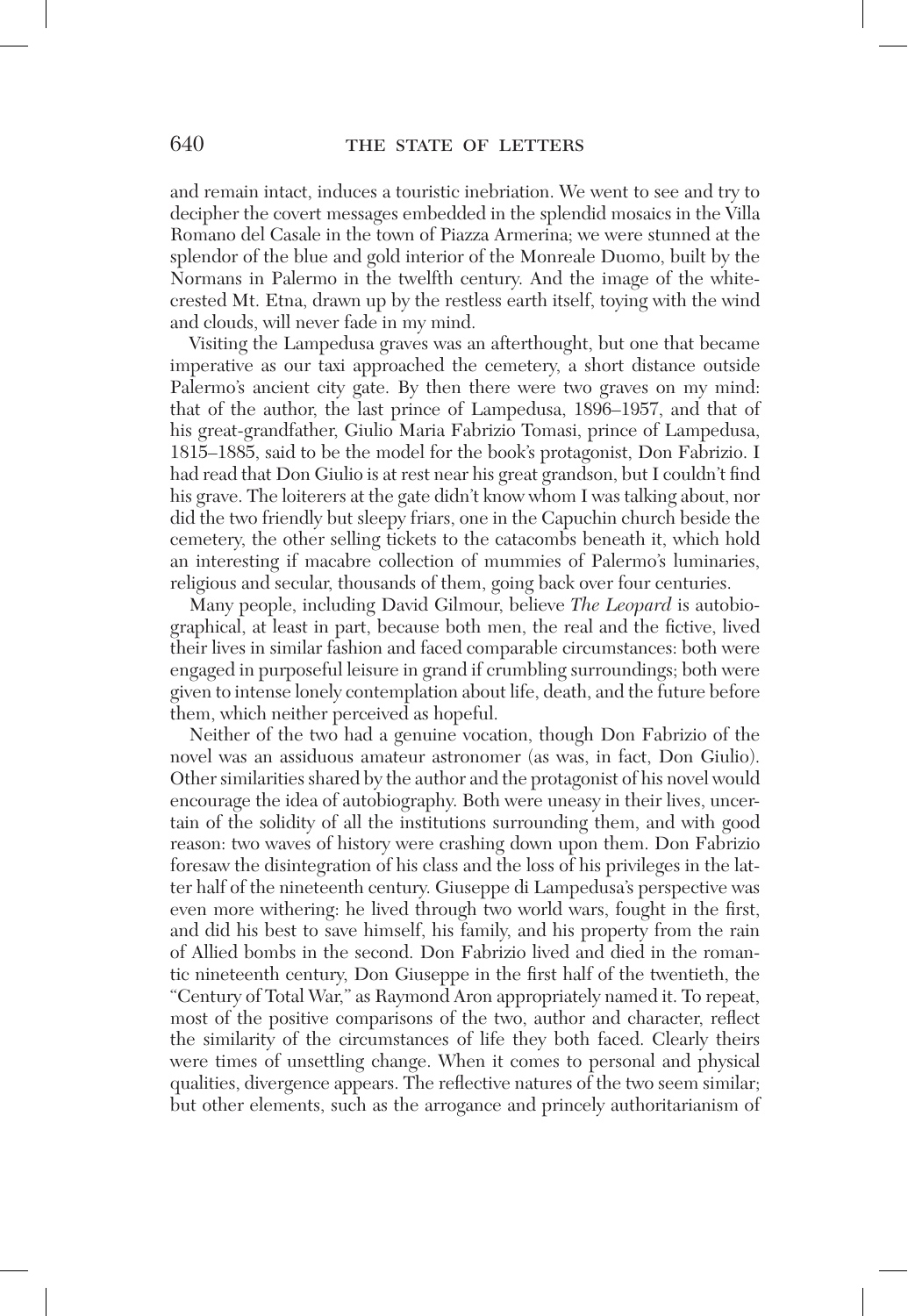and remain intact, induces a touristic inebriation. We went to see and try to decipher the covert messages embedded in the splendid mosaics in the Villa Romano del Casale in the town of Piazza Armerina; we were stunned at the splendor of the blue and gold interior of the Monreale Duomo, built by the Normans in Palermo in the twelfth century. And the image of the white-crested Mt. Etna, drawn up by the restless earth itself, toying with the wind and clouds, will never fade in my mind.

Visiting the Lampedusa graves was an afterthought, but one that became imperative as our taxi approached the cemetery, a short distance outside Palermo's ancient city gate. By then there were two graves on my mind: that of the author, the last prince of Lampedusa, 1896–1957, and that of his great-grandfather, Giulio Maria Fabrizio Tomasi, prince of Lampedusa, 1815–1885, said to be the model for the book's protagonist, Don Fabrizio. I had read that Don Giulio is at rest near his great grandson, but I couldn't find his grave. The loiterers at the gate didn't know whom I was talking about, nor did the two friendly but sleepy friars, one in the Capuchin church beside the cemetery, the other selling tickets to the catacombs beneath it, which hold an interesting if macabre collection of mummies of Palermo's luminaries, religious and secular, thousands of them, going back over four centuries.

Many people, including David Gilmour, believe *The Leopard* is autobiographical, at least in part, because both men, the real and the fictive, lived their lives in similar fashion and faced comparable circumstances: both were engaged in purposeful leisure in grand if crumbling surroundings; both were given to intense lonely contemplation about life, death, and the future before them, which neither perceived as hopeful.

Neither of the two had a genuine vocation, though Don Fabrizio of the novel was an assiduous amateur astronomer (as was, in fact, Don Giulio). Other similarities shared by the author and the protagonist of his novel would encourage the idea of autobiography. Both were uneasy in their lives, uncertain of the solidity of all the institutions surrounding them, and with good reason: two waves of history were crashing down upon them. Don Fabrizio foresaw the disintegration of his class and the loss of his privileges in the latter half of the nineteenth century. Giuseppe di Lampedusa's perspective was even more withering: he lived through two world wars, fought in the first, and did his best to save himself, his family, and his property from the rain of Allied bombs in the second. Don Fabrizio lived and died in the romantic nineteenth century, Don Giuseppe in the first half of the twentieth, the "Century of Total War," as Raymond Aron appropriately named it. To repeat, most of the positive comparisons of the two, author and character, reflect the similarity of the circumstances of life they both faced. Clearly theirs were times of unsettling change. When it comes to personal and physical qualities, divergence appears. The reflective natures of the two seem similar; but other elements, such as the arrogance and princely authoritarianism of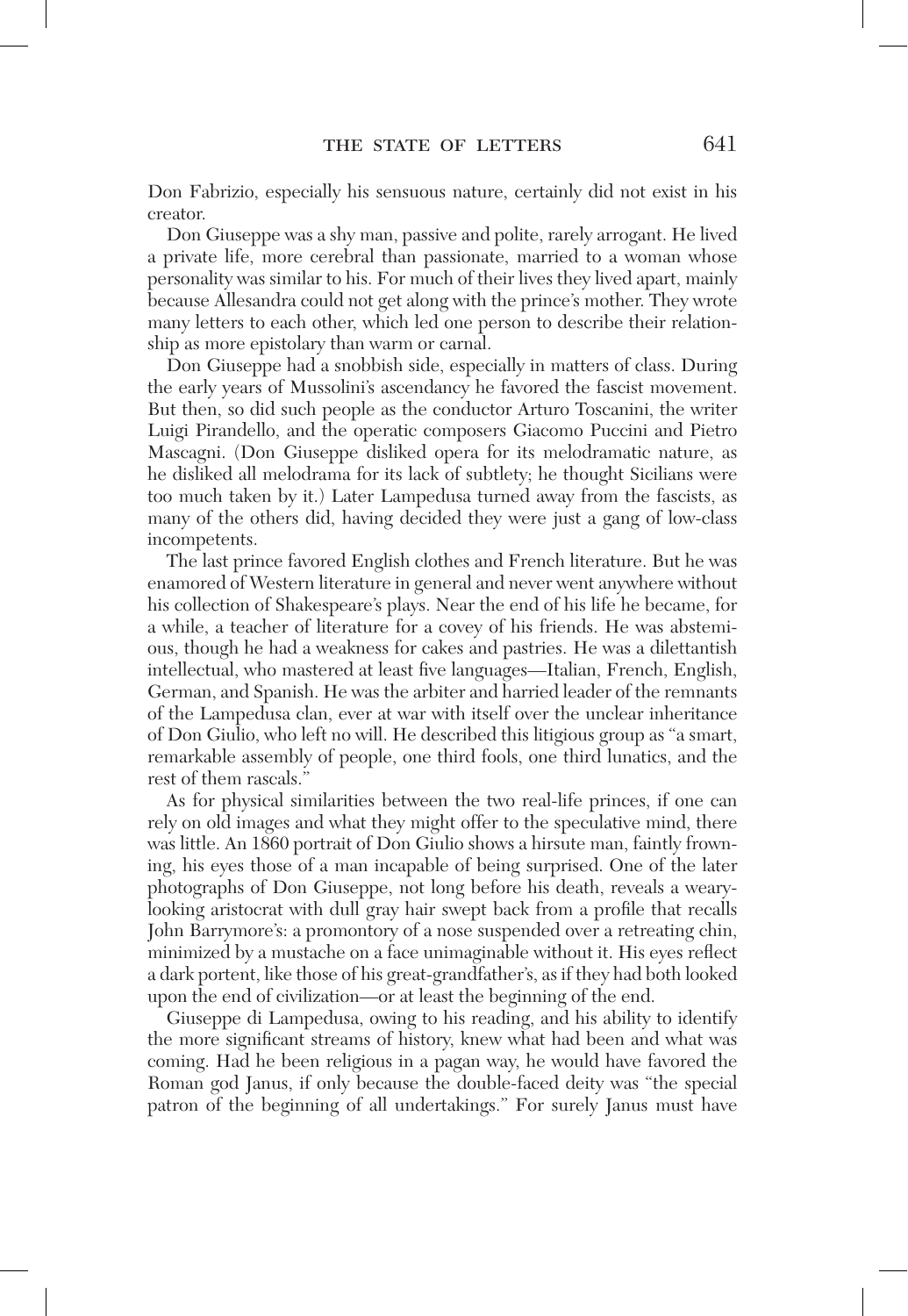Don Fabrizio, especially his sensuous nature, certainly did not exist in his creator.

Don Giuseppe was a shy man, passive and polite, rarely arrogant. He lived a private life, more cerebral than passionate, married to a woman whose personality was similar to his. For much of their lives they lived apart, mainly because Allesandra could not get along with the prince's mother. They wrote many letters to each other, which led one person to describe their relationship as more epistolary than warm or carnal.

Don Giuseppe had a snobbish side, especially in matters of class. During the early years of Mussolini's ascendancy he favored the fascist movement. But then, so did such people as the conductor Arturo Toscanini, the writer Luigi Pirandello, and the operatic composers Giacomo Puccini and Pietro Mascagni. (Don Giuseppe disliked opera for its melodramatic nature, as he disliked all melodrama for its lack of subtlety; he thought Sicilians were too much taken by it.) Later Lampedusa turned away from the fascists, as many of the others did, having decided they were just a gang of low-class incompetents.

The last prince favored English clothes and French literature. But he was enamored of Western literature in general and never went anywhere without his collection of Shakespeare's plays. Near the end of his life he became, for a while, a teacher of literature for a covey of his friends. He was abstemious, though he had a weakness for cakes and pastries. He was a dilettantish intellectual, who mastered at least five languages—Italian, French, English, German, and Spanish. He was the arbiter and harried leader of the remnants of the Lampedusa clan, ever at war with itself over the unclear inheritance of Don Giulio, who left no will. He described this litigious group as "a smart, remarkable assembly of people, one third fools, one third lunatics, and the rest of them rascals."

As for physical similarities between the two real-life princes, if one can rely on old images and what they might offer to the speculative mind, there was little. An 1860 portrait of Don Giulio shows a hirsute man, faintly frowning, his eyes those of a man incapable of being surprised. One of the later photographs of Don Giuseppe, not long before his death, reveals a weary-looking aristocrat with dull gray hair swept back from a profile that recalls John Barrymore's: a promontory of a nose suspended over a retreating chin, minimized by a mustache on a face unimaginable without it. His eyes reflect a dark portent, like those of his great-grandfather's, as if they had both looked upon the end of civilization—or at least the beginning of the end.

Giuseppe di Lampedusa, owing to his reading, and his ability to identify the more significant streams of history, knew what had been and what was coming. Had he been religious in a pagan way, he would have favored the Roman god Janus, if only because the double-faced deity was "the special patron of the beginning of all undertakings." For surely Janus must have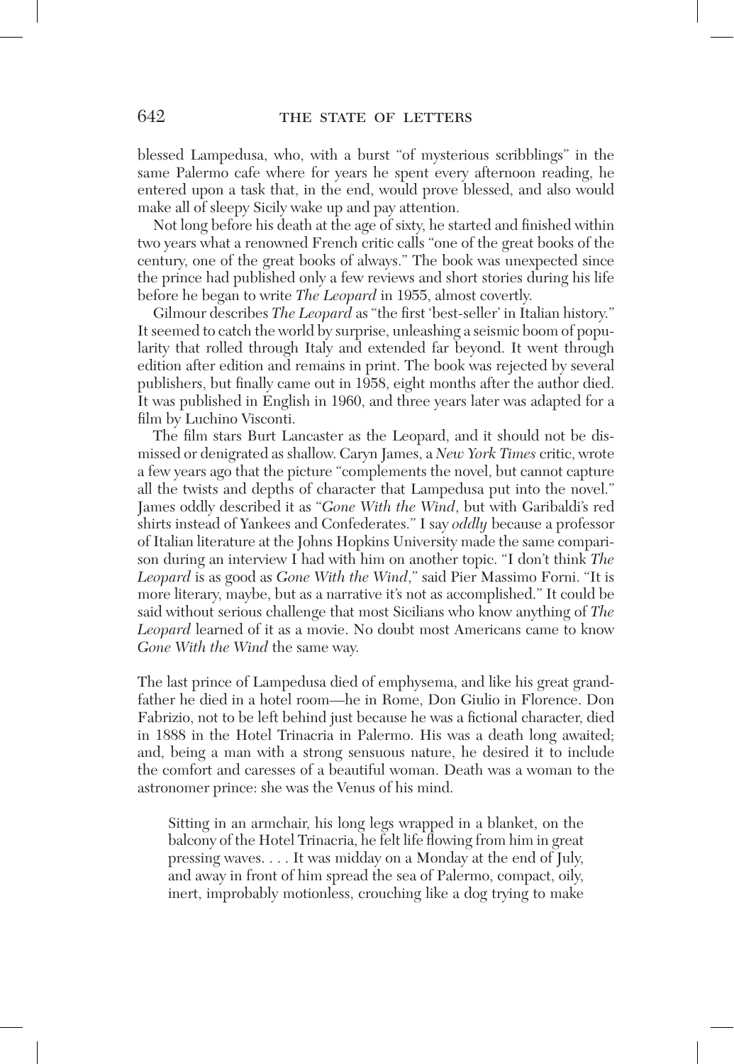blessed Lampedusa, who, with a burst "of mysterious scribblings" in the same Palermo cafe where for years he spent every afternoon reading, he entered upon a task that, in the end, would prove blessed, and also would make all of sleepy Sicily wake up and pay attention.

Not long before his death at the age of sixty, he started and finished within two years what a renowned French critic calls "one of the great books of the century, one of the great books of always." The book was unexpected since the prince had published only a few reviews and short stories during his life before he began to write *The Leopard* in 1955, almost covertly.

Gilmour describes *The Leopard* as "the first 'best-seller' in Italian history." It seemed to catch the world by surprise, unleashing a seismic boom of popularity that rolled through Italy and extended far beyond. It went through edition after edition and remains in print. The book was rejected by several publishers, but finally came out in 1958, eight months after the author died. It was published in English in 1960, and three years later was adapted for a film by Luchino Visconti.

The film stars Burt Lancaster as the Leopard, and it should not be dismissed or denigrated as shallow. Caryn James, a *New York Times* critic, wrote a few years ago that the picture "complements the novel, but cannot capture all the twists and depths of character that Lampedusa put into the novel." James oddly described it as "*Gone With the Wind*, but with Garibaldi's red shirts instead of Yankees and Confederates." I say *oddly* because a professor of Italian literature at the Johns Hopkins University made the same comparison during an interview I had with him on another topic. "I don't think *The Leopard* is as good as *Gone With the Wind*," said Pier Massimo Forni. "It is more literary, maybe, but as a narrative it's not as accomplished." It could be said without serious challenge that most Sicilians who know anything of *The Leopard* learned of it as a movie. No doubt most Americans came to know *Gone With the Wind* the same way.

The last prince of Lampedusa died of emphysema, and like his great grandfather he died in a hotel room—he in Rome, Don Giulio in Florence. Don Fabrizio, not to be left behind just because he was a fictional character, died in 1888 in the Hotel Trinacria in Palermo. His was a death long awaited; and, being a man with a strong sensuous nature, he desired it to include the comfort and caresses of a beautiful woman. Death was a woman to the astronomer prince: she was the Venus of his mind.

> Sitting in an armchair, his long legs wrapped in a blanket, on the balcony of the Hotel Trinacria, he felt life flowing from him in great pressing waves. . . . It was midday on a Monday at the end of July, and away in front of him spread the sea of Palermo, compact, oily, inert, improbably motionless, crouching like a dog trying to make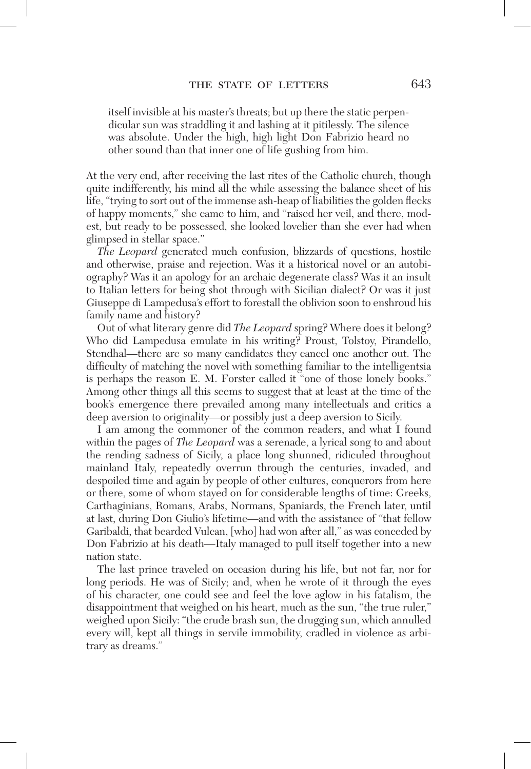> itself invisible at his master's threats; but up there the static perpendicular sun was straddling it and lashing at it pitilessly. The silence was absolute. Under the high, high light Don Fabrizio heard no other sound than that inner one of life gushing from him.

At the very end, after receiving the last rites of the Catholic church, though quite indifferently, his mind all the while assessing the balance sheet of his life, "trying to sort out of the immense ash-heap of liabilities the golden flecks of happy moments," she came to him, and "raised her veil, and there, modest, but ready to be possessed, she looked lovelier than she ever had when glimpsed in stellar space."

*The Leopard* generated much confusion, blizzards of questions, hostile and otherwise, praise and rejection. Was it a historical novel or an autobiography? Was it an apology for an archaic degenerate class? Was it an insult to Italian letters for being shot through with Sicilian dialect? Or was it just Giuseppe di Lampedusa's effort to forestall the oblivion soon to enshroud his family name and history?

Out of what literary genre did *The Leopard* spring? Where does it belong? Who did Lampedusa emulate in his writing? Proust, Tolstoy, Pirandello, Stendhal—there are so many candidates they cancel one another out. The difficulty of matching the novel with something familiar to the intelligentsia is perhaps the reason E. M. Forster called it "one of those lonely books." Among other things all this seems to suggest that at least at the time of the book's emergence there prevailed among many intellectuals and critics a deep aversion to originality—or possibly just a deep aversion to Sicily.

I am among the commoner of the common readers, and what I found within the pages of *The Leopard* was a serenade, a lyrical song to and about the rending sadness of Sicily, a place long shunned, ridiculed throughout mainland Italy, repeatedly overrun through the centuries, invaded, and despoiled time and again by people of other cultures, conquerors from here or there, some of whom stayed on for considerable lengths of time: Greeks, Carthaginians, Romans, Arabs, Normans, Spaniards, the French later, until at last, during Don Giulio's lifetime—and with the assistance of "that fellow Garibaldi, that bearded Vulcan, [who] had won after all," as was conceded by Don Fabrizio at his death—Italy managed to pull itself together into a new nation state.

The last prince traveled on occasion during his life, but not far, nor for long periods. He was of Sicily; and, when he wrote of it through the eyes of his character, one could see and feel the love aglow in his fatalism, the disappointment that weighed on his heart, much as the sun, "the true ruler," weighed upon Sicily: "the crude brash sun, the drugging sun, which annulled every will, kept all things in servile immobility, cradled in violence as arbitrary as dreams."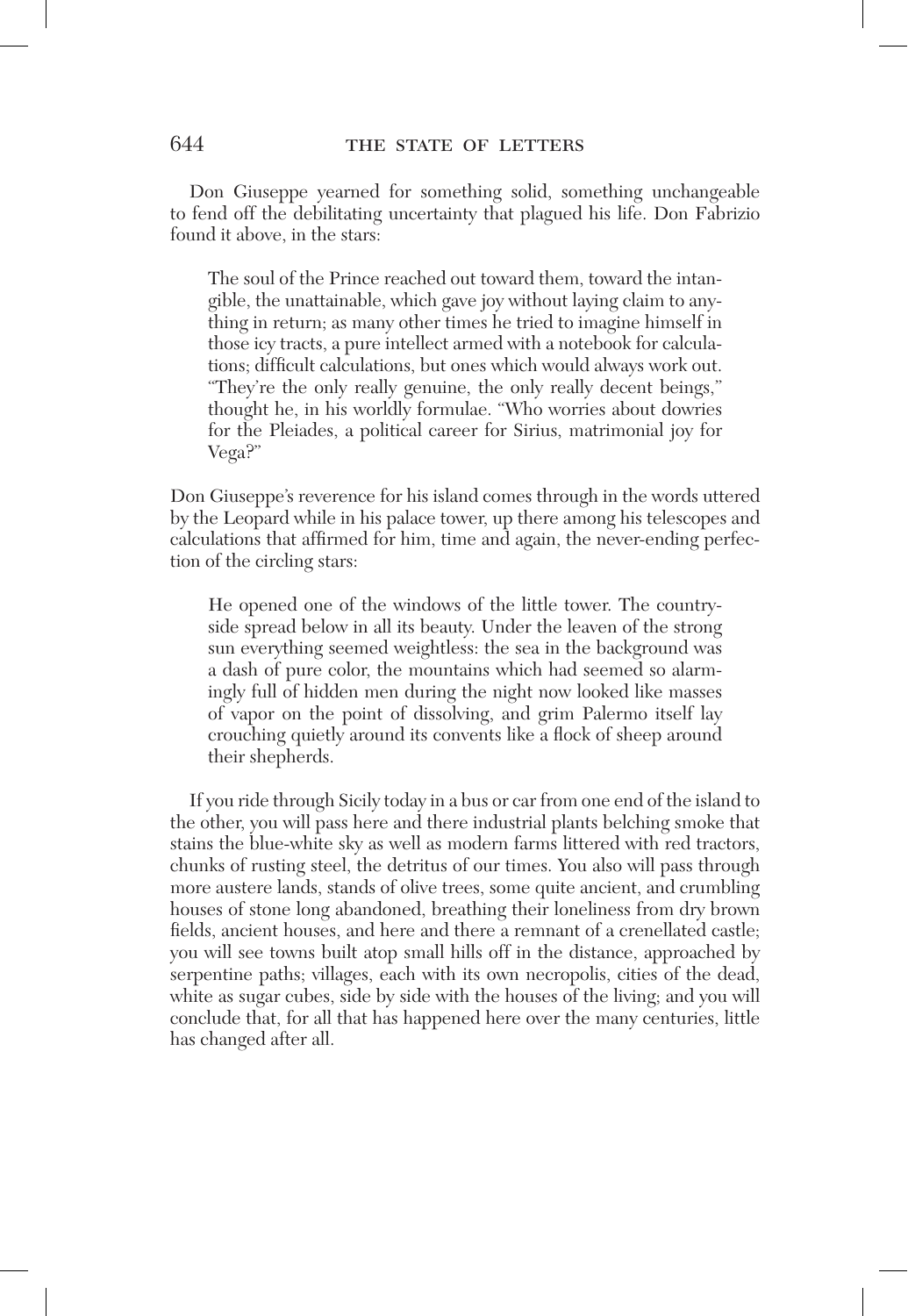Don Giuseppe yearned for something solid, something unchangeable to fend off the debilitating uncertainty that plagued his life. Don Fabrizio found it above, in the stars:

> The soul of the Prince reached out toward them, toward the intangible, the unattainable, which gave joy without laying claim to anything in return; as many other times he tried to imagine himself in those icy tracts, a pure intellect armed with a notebook for calculations; difficult calculations, but ones which would always work out. "They're the only really genuine, the only really decent beings," thought he, in his worldly formulae. "Who worries about dowries for the Pleiades, a political career for Sirius, matrimonial joy for Vega?"

Don Giuseppe's reverence for his island comes through in the words uttered by the Leopard while in his palace tower, up there among his telescopes and calculations that affirmed for him, time and again, the never-ending perfection of the circling stars:

> He opened one of the windows of the little tower. The countryside spread below in all its beauty. Under the leaven of the strong sun everything seemed weightless: the sea in the background was a dash of pure color, the mountains which had seemed so alarmingly full of hidden men during the night now looked like masses of vapor on the point of dissolving, and grim Palermo itself lay crouching quietly around its convents like a flock of sheep around their shepherds.

If you ride through Sicily today in a bus or car from one end of the island to the other, you will pass here and there industrial plants belching smoke that stains the blue-white sky as well as modern farms littered with red tractors, chunks of rusting steel, the detritus of our times. You also will pass through more austere lands, stands of olive trees, some quite ancient, and crumbling houses of stone long abandoned, breathing their loneliness from dry brown fields, ancient houses, and here and there a remnant of a crenellated castle; you will see towns built atop small hills off in the distance, approached by serpentine paths; villages, each with its own necropolis, cities of the dead, white as sugar cubes, side by side with the houses of the living; and you will conclude that, for all that has happened here over the many centuries, little has changed after all.